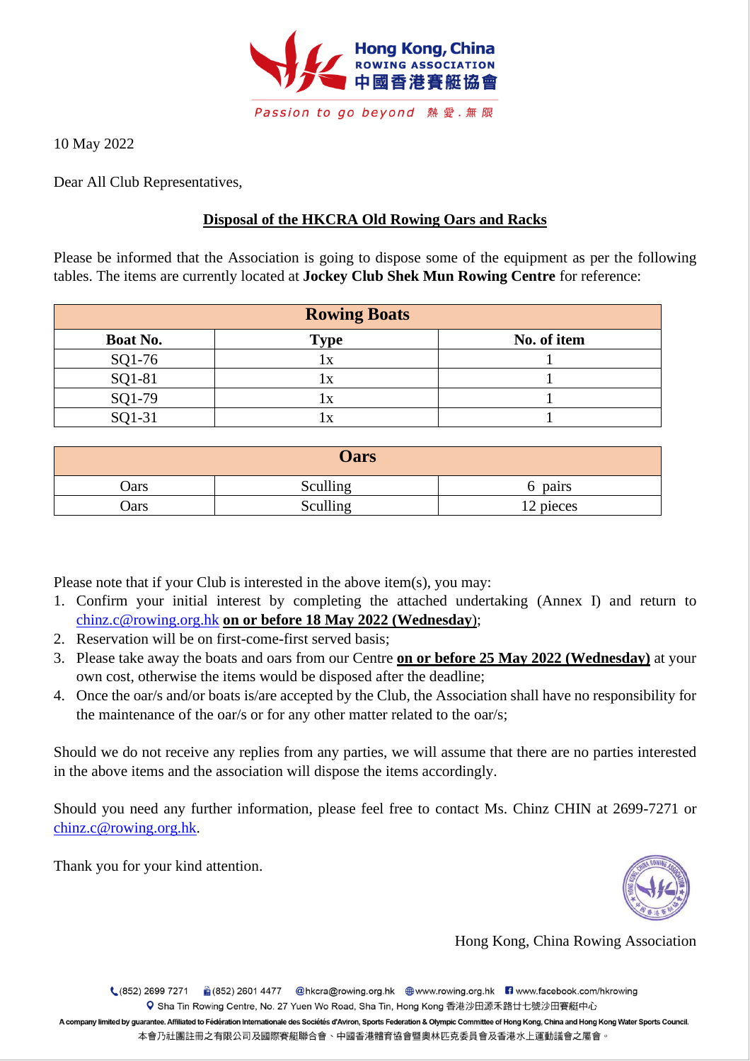10 May 2022

Dear All Club Representatives,

**Disposal of the HKCRA Old Rowing Oars and Racks**

Please be informed that the Association is going to dispose some of the equipment as per the following tables. The items are currently located at **Jockey Club Shek Mun Rowing Centre** for reference:

| Rowing Boats | | |
|---|---|---|
| **Boat No.** | **Type** | **No. of item** |
| SQ1-76 | 1x | 1 |
| SQ1-81 | 1x | 1 |
| SQ1-79 | 1x | 1 |
| SQ1-31 | 1x | 1 |

| Oars | | |
|---|---|---|
| Oars | Sculling | 6 pairs |
| Oars | Sculling | 12 pieces |

Please note that if your Club is interested in the above item(s), you may:

1. Confirm your initial interest by completing the attached undertaking (Annex I) and return to chinz.c@rowing.org.hk **on or before 18 May 2022 (Wednesday)**;
2. Reservation will be on first-come-first served basis;
3. Please take away the boats and oars from our Centre **on or before 25 May 2022 (Wednesday)** at your own cost, otherwise the items would be disposed after the deadline;
4. Once the oar/s and/or boats is/are accepted by the Club, the Association shall have no responsibility for the maintenance of the oar/s or for any other matter related to the oar/s;

Should we do not receive any replies from any parties, we will assume that there are no parties interested in the above items and the association will dispose the items accordingly.

Should you need any further information, please feel free to contact Ms. Chinz CHIN at 2699-7271 or chinz.c@rowing.org.hk.

Thank you for your kind attention.

Hong Kong, China Rowing Association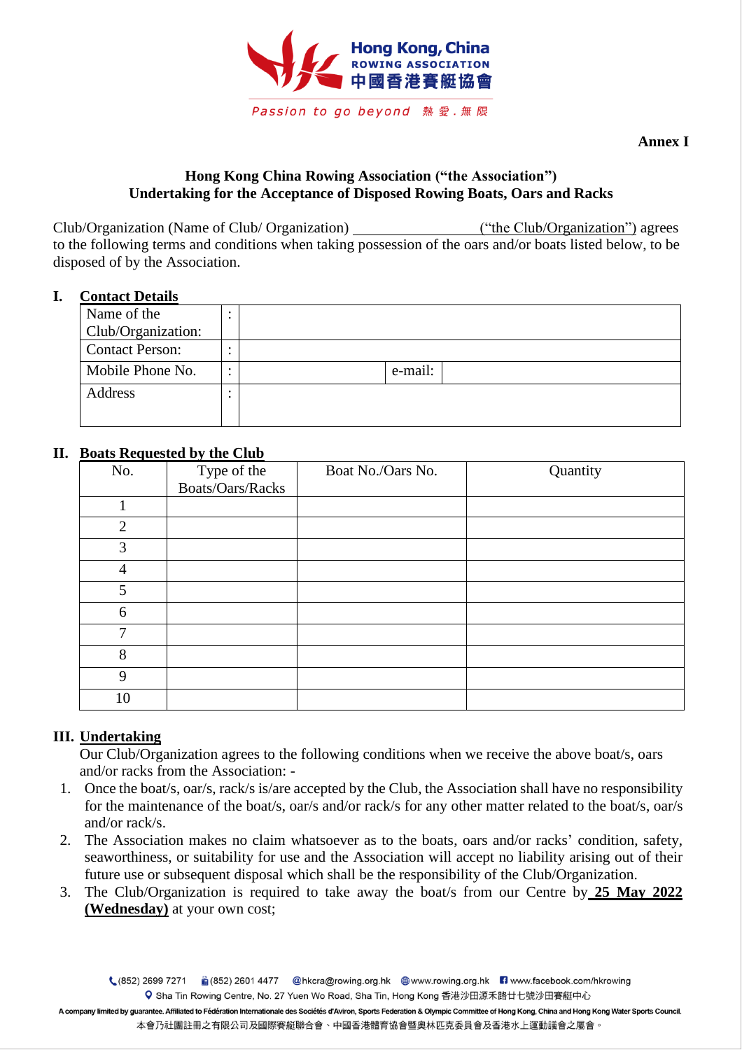**Annex I**

**Hong Kong China Rowing Association ("the Association")**
**Undertaking for the Acceptance of Disposed Rowing Boats, Oars and Racks**

Club/Organization (Name of Club/ Organization) ________________ ("the Club/Organization") agrees to the following terms and conditions when taking possession of the oars and/or boats listed below, to be disposed of by the Association.

## I. Contact Details

| | | | | |
|---|---|---|---|---|
| Name of the Club/Organization: | : | | | |
| Contact Person: | : | | | |
| Mobile Phone No. | : | | e-mail: | |
| Address | : | | | |

## II. Boats Requested by the Club

| No. | Type of the Boats/Oars/Racks | Boat No./Oars No. | Quantity |
|---|---|---|---|
| 1 | | | |
| 2 | | | |
| 3 | | | |
| 4 | | | |
| 5 | | | |
| 6 | | | |
| 7 | | | |
| 8 | | | |
| 9 | | | |
| 10 | | | |

## III. Undertaking

Our Club/Organization agrees to the following conditions when we receive the above boat/s, oars and/or racks from the Association: -

1. Once the boat/s, oar/s, rack/s is/are accepted by the Club, the Association shall have no responsibility for the maintenance of the boat/s, oar/s and/or rack/s for any other matter related to the boat/s, oar/s and/or rack/s.
2. The Association makes no claim whatsoever as to the boats, oars and/or racks' condition, safety, seaworthiness, or suitability for use and the Association will accept no liability arising out of their future use or subsequent disposal which shall be the responsibility of the Club/Organization.
3. The Club/Organization is required to take away the boat/s from our Centre by **25 May 2022 (Wednesday)** at your own cost;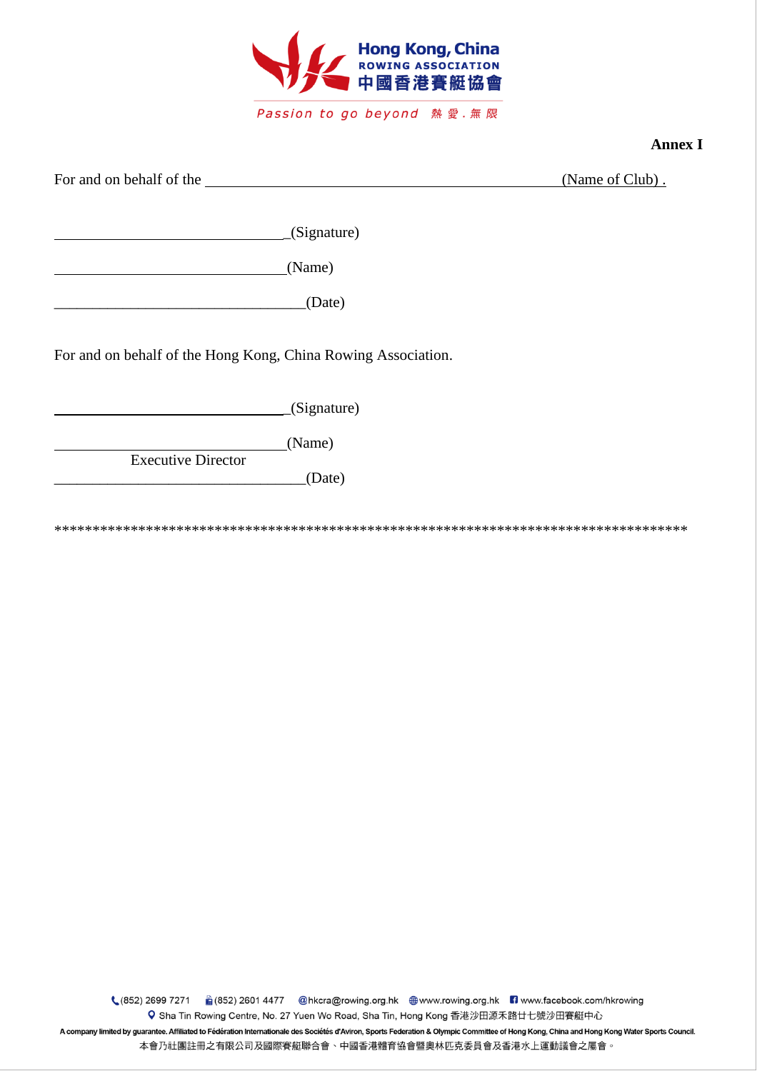**Annex I**

For and on behalf of the ________________________________________________(Name of Club) .

______________________________(Signature)

______________________________(Name)

________________________________(Date)

For and on behalf of the Hong Kong, China Rowing Association.

______________________________(Signature)

______________________________(Name)
Executive Director

________________________________(Date)

**********************************************************************************